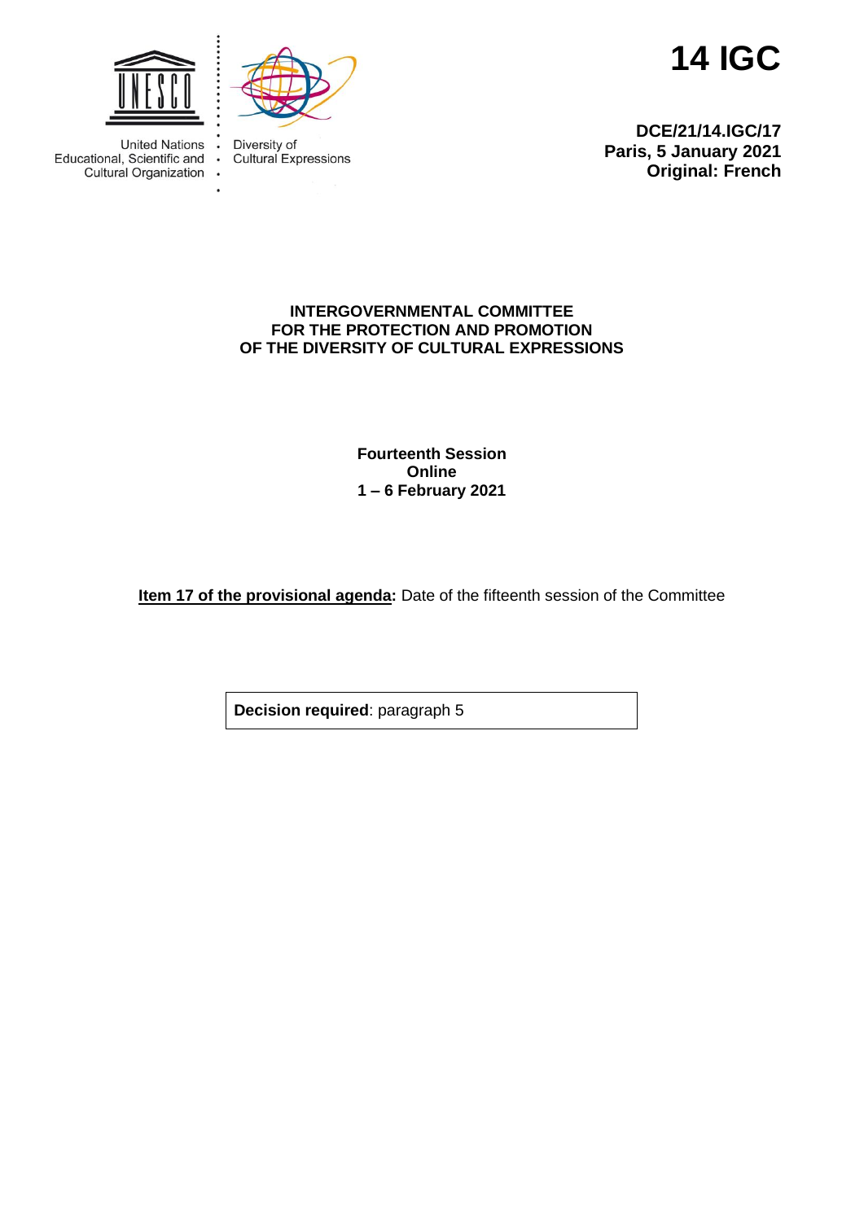United Nations Educational, Scientific and Cultural Organization

Diversity of Cultural Expressions

# 14 IGC

**DCE/21/14.IGC/17**
**Paris, 5 January 2021**
**Original: French**

## INTERGOVERNMENTAL COMMITTEE FOR THE PROTECTION AND PROMOTION OF THE DIVERSITY OF CULTURAL EXPRESSIONS

**Fourteenth Session**
**Online**
**1 – 6 February 2021**

**Item 17 of the provisional agenda:** Date of the fifteenth session of the Committee

| **Decision required**: paragraph 5 |
|---|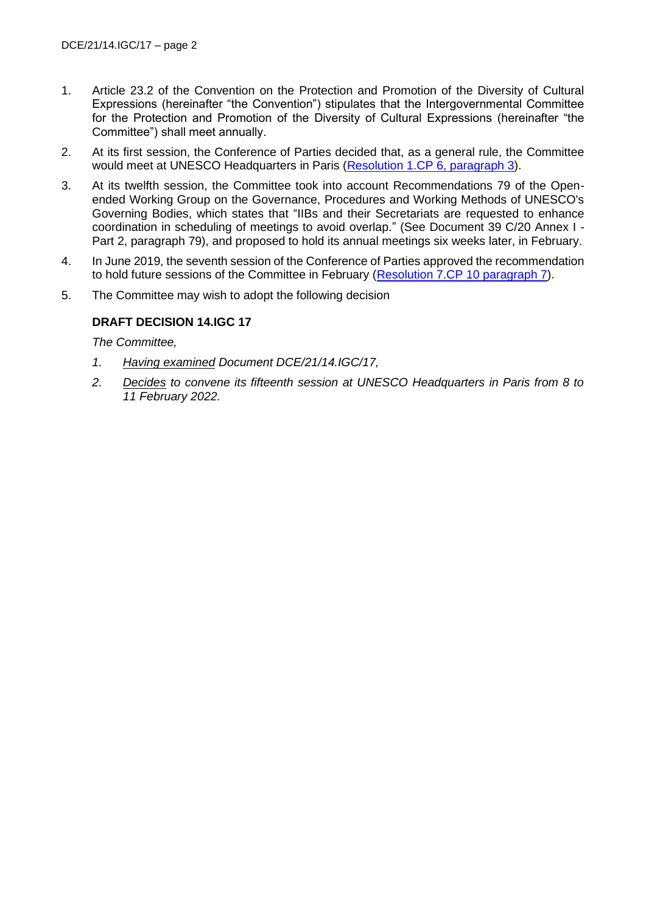1. Article 23.2 of the Convention on the Protection and Promotion of the Diversity of Cultural Expressions (hereinafter "the Convention") stipulates that the Intergovernmental Committee for the Protection and Promotion of the Diversity of Cultural Expressions (hereinafter "the Committee") shall meet annually.
2. At its first session, the Conference of Parties decided that, as a general rule, the Committee would meet at UNESCO Headquarters in Paris (Resolution 1.CP 6, paragraph 3).
3. At its twelfth session, the Committee took into account Recommendations 79 of the Open-ended Working Group on the Governance, Procedures and Working Methods of UNESCO's Governing Bodies, which states that "IIBs and their Secretariats are requested to enhance coordination in scheduling of meetings to avoid overlap." (See Document 39 C/20 Annex I - Part 2, paragraph 79), and proposed to hold its annual meetings six weeks later, in February.
4. In June 2019, the seventh session of the Conference of Parties approved the recommendation to hold future sessions of the Committee in February (Resolution 7.CP 10 paragraph 7).
5. The Committee may wish to adopt the following decision

**DRAFT DECISION 14.IGC 17**

*The Committee,*

1. *Having examined Document DCE/21/14.IGC/17,*
2. *Decides to convene its fifteenth session at UNESCO Headquarters in Paris from 8 to 11 February 2022.*